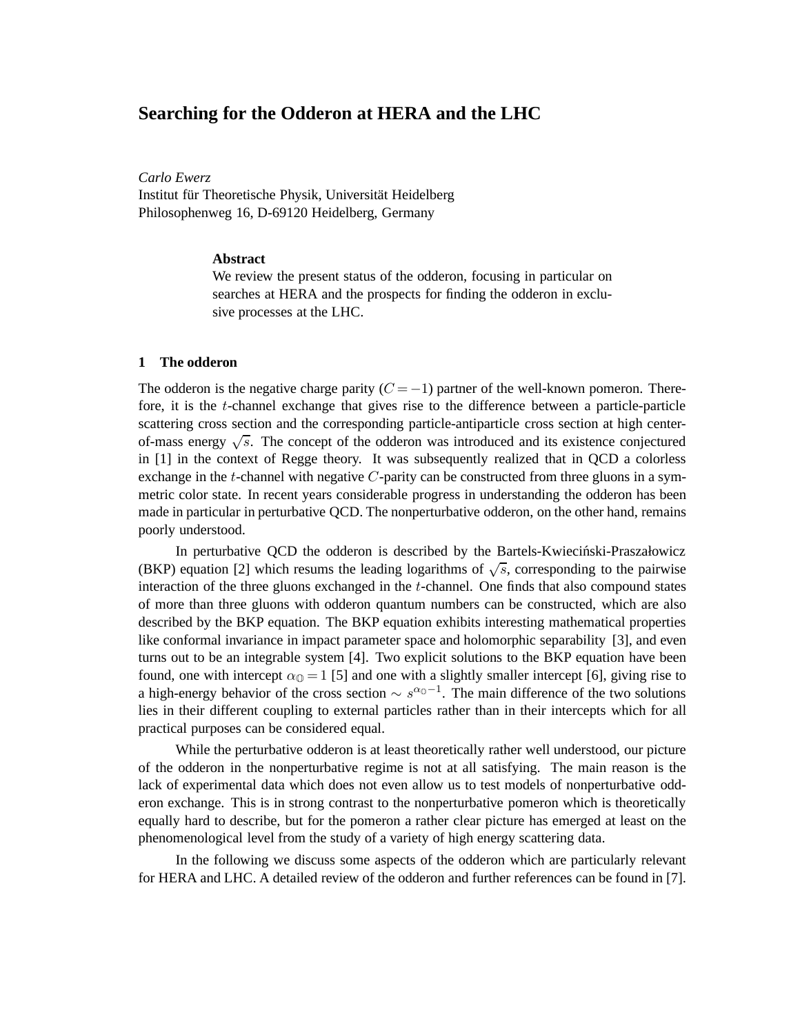# Searching for the Odderon at HERA and the LHC

*Carlo Ewerz*
Institut für Theoretische Physik, Universität Heidelberg
Philosophenweg 16, D-69120 Heidelberg, Germany

**Abstract**

We review the present status of the odderon, focusing in particular on searches at HERA and the prospects for finding the odderon in exclusive processes at the LHC.

## 1 The odderon

The odderon is the negative charge parity ($C = -1$) partner of the well-known pomeron. Therefore, it is the $t$-channel exchange that gives rise to the difference between a particle-particle scattering cross section and the corresponding particle-antiparticle cross section at high center-of-mass energy $\sqrt{s}$. The concept of the odderon was introduced and its existence conjectured in [1] in the context of Regge theory. It was subsequently realized that in QCD a colorless exchange in the $t$-channel with negative $C$-parity can be constructed from three gluons in a symmetric color state. In recent years considerable progress in understanding the odderon has been made in particular in perturbative QCD. The nonperturbative odderon, on the other hand, remains poorly understood.

In perturbative QCD the odderon is described by the Bartels-Kwieciński-Praszałowicz (BKP) equation [2] which resums the leading logarithms of $\sqrt{s}$, corresponding to the pairwise interaction of the three gluons exchanged in the $t$-channel. One finds that also compound states of more than three gluons with odderon quantum numbers can be constructed, which are also described by the BKP equation. The BKP equation exhibits interesting mathematical properties like conformal invariance in impact parameter space and holomorphic separability [3], and even turns out to be an integrable system [4]. Two explicit solutions to the BKP equation have been found, one with intercept $\alpha_{\mathbb{O}} = 1$ [5] and one with a slightly smaller intercept [6], giving rise to a high-energy behavior of the cross section $\sim s^{\alpha_{\mathbb{O}}-1}$. The main difference of the two solutions lies in their different coupling to external particles rather than in their intercepts which for all practical purposes can be considered equal.

While the perturbative odderon is at least theoretically rather well understood, our picture of the odderon in the nonperturbative regime is not at all satisfying. The main reason is the lack of experimental data which does not even allow us to test models of nonperturbative odderon exchange. This is in strong contrast to the nonperturbative pomeron which is theoretically equally hard to describe, but for the pomeron a rather clear picture has emerged at least on the phenomenological level from the study of a variety of high energy scattering data.

In the following we discuss some aspects of the odderon which are particularly relevant for HERA and LHC. A detailed review of the odderon and further references can be found in [7].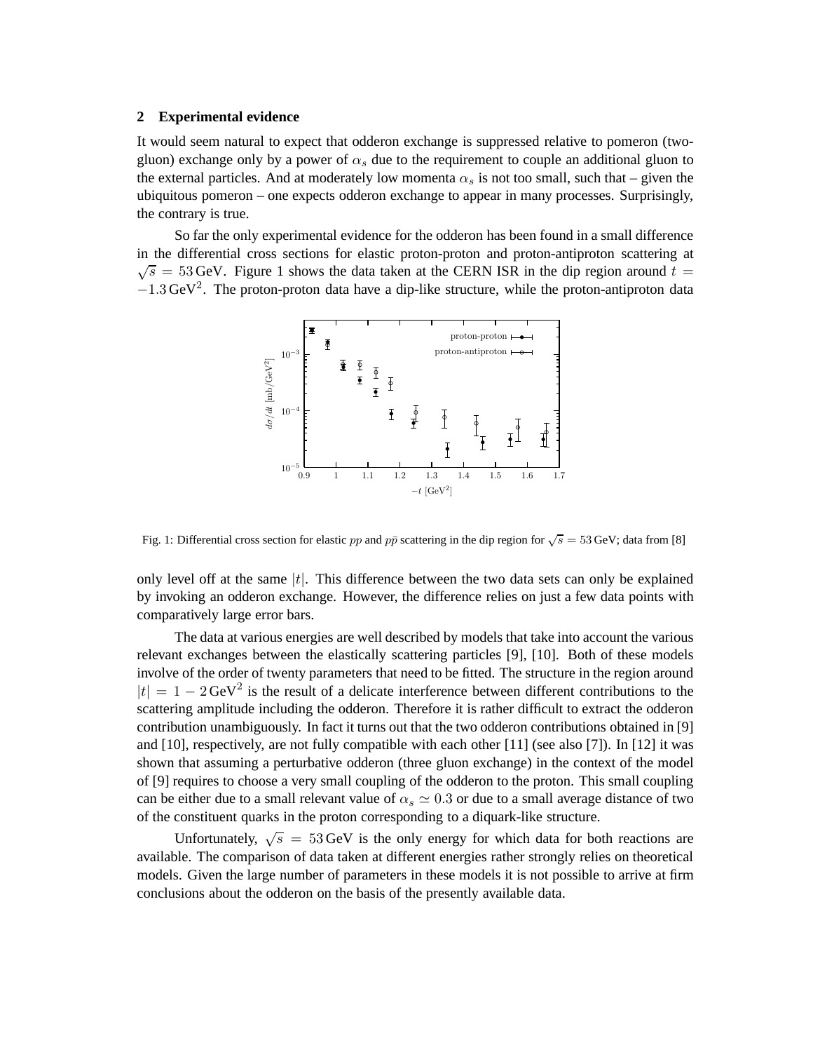## 2 Experimental evidence

It would seem natural to expect that odderon exchange is suppressed relative to pomeron (two-gluon) exchange only by a power of $\alpha_s$ due to the requirement to couple an additional gluon to the external particles. And at moderately low momenta $\alpha_s$ is not too small, such that – given the ubiquitous pomeron – one expects odderon exchange to appear in many processes. Surprisingly, the contrary is true.

So far the only experimental evidence for the odderon has been found in a small difference in the differential cross sections for elastic proton-proton and proton-antiproton scattering at $\sqrt{s} = 53\,\text{GeV}$. Figure 1 shows the data taken at the CERN ISR in the dip region around $t = -1.3\,\text{GeV}^2$. The proton-proton data have a dip-like structure, while the proton-antiproton data only level off at the same $|t|$. This difference between the two data sets can only be explained by invoking an odderon exchange. However, the difference relies on just a few data points with comparatively large error bars.

Fig. 1: Differential cross section for elastic $pp$ and $p\bar{p}$ scattering in the dip region for $\sqrt{s} = 53\,\text{GeV}$; data from [8]

The data at various energies are well described by models that take into account the various relevant exchanges between the elastically scattering particles [9], [10]. Both of these models involve of the order of twenty parameters that need to be fitted. The structure in the region around $|t| = 1 - 2\,\text{GeV}^2$ is the result of a delicate interference between different contributions to the scattering amplitude including the odderon. Therefore it is rather difficult to extract the odderon contribution unambiguously. In fact it turns out that the two odderon contributions obtained in [9] and [10], respectively, are not fully compatible with each other [11] (see also [7]). In [12] it was shown that assuming a perturbative odderon (three gluon exchange) in the context of the model of [9] requires to choose a very small coupling of the odderon to the proton. This small coupling can be either due to a small relevant value of $\alpha_s \simeq 0.3$ or due to a small average distance of two of the constituent quarks in the proton corresponding to a diquark-like structure.

Unfortunately, $\sqrt{s} = 53\,\text{GeV}$ is the only energy for which data for both reactions are available. The comparison of data taken at different energies rather strongly relies on theoretical models. Given the large number of parameters in these models it is not possible to arrive at firm conclusions about the odderon on the basis of the presently available data.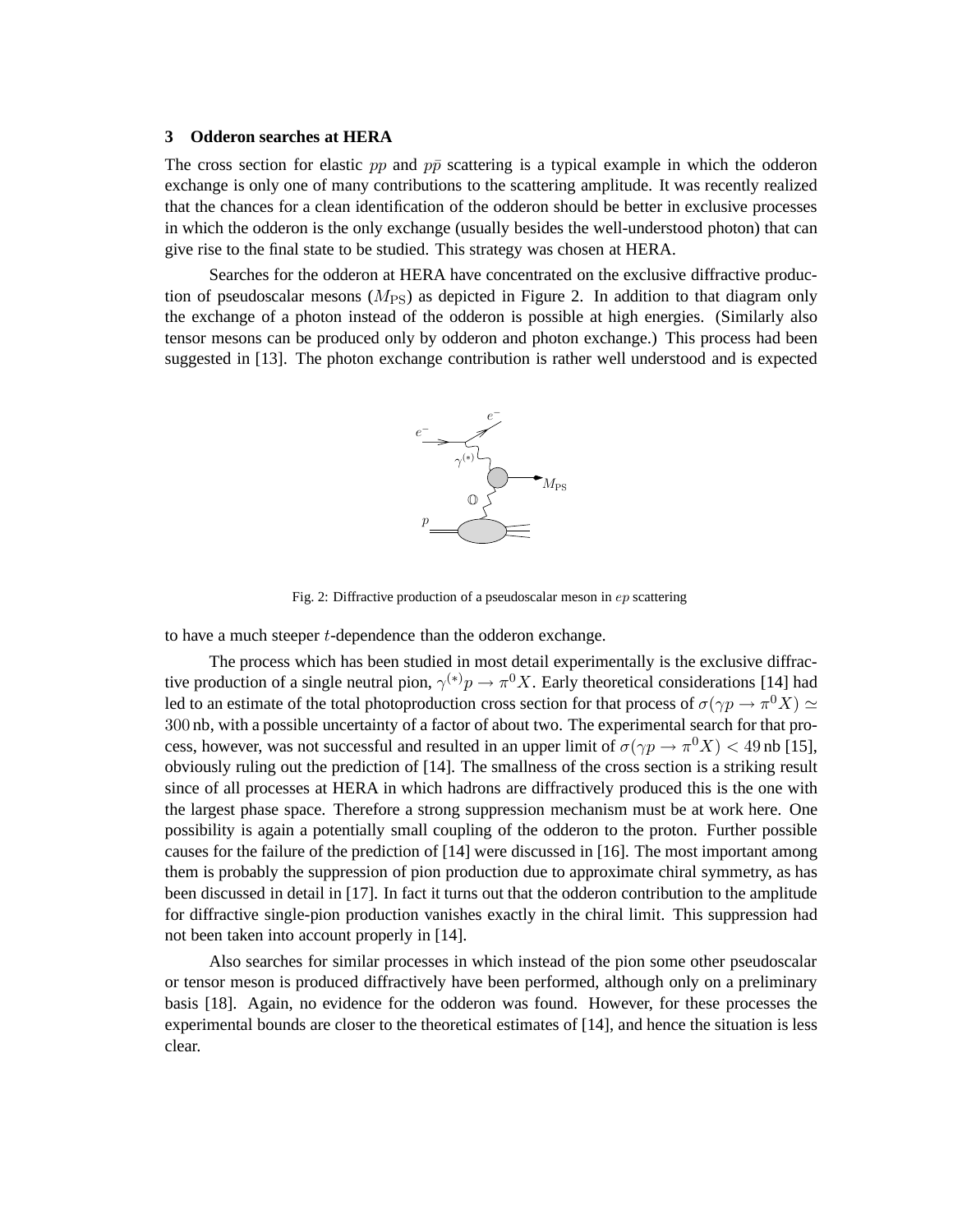### 3 Odderon searches at HERA

The cross section for elastic $pp$ and $p\bar{p}$ scattering is a typical example in which the odderon exchange is only one of many contributions to the scattering amplitude. It was recently realized that the chances for a clean identification of the odderon should be better in exclusive processes in which the odderon is the only exchange (usually besides the well-understood photon) that can give rise to the final state to be studied. This strategy was chosen at HERA.

Searches for the odderon at HERA have concentrated on the exclusive diffractive production of pseudoscalar mesons ($M_{\rm PS}$) as depicted in Figure 2. In addition to that diagram only the exchange of a photon instead of the odderon is possible at high energies. (Similarly also tensor mesons can be produced only by odderon and photon exchange.) This process had been suggested in [13]. The photon exchange contribution is rather well understood and is expected to have a much steeper $t$-dependence than the odderon exchange.

Fig. 2: Diffractive production of a pseudoscalar meson in $ep$ scattering

The process which has been studied in most detail experimentally is the exclusive diffractive production of a single neutral pion, $\gamma^{(*)}p \to \pi^0 X$. Early theoretical considerations [14] had led to an estimate of the total photoproduction cross section for that process of $\sigma(\gamma p \to \pi^0 X) \simeq 300\,$nb, with a possible uncertainty of a factor of about two. The experimental search for that process, however, was not successful and resulted in an upper limit of $\sigma(\gamma p \to \pi^0 X) < 49\,$nb [15], obviously ruling out the prediction of [14]. The smallness of the cross section is a striking result since of all processes at HERA in which hadrons are diffractively produced this is the one with the largest phase space. Therefore a strong suppression mechanism must be at work here. One possibility is again a potentially small coupling of the odderon to the proton. Further possible causes for the failure of the prediction of [14] were discussed in [16]. The most important among them is probably the suppression of pion production due to approximate chiral symmetry, as has been discussed in detail in [17]. In fact it turns out that the odderon contribution to the amplitude for diffractive single-pion production vanishes exactly in the chiral limit. This suppression had not been taken into account properly in [14].

Also searches for similar processes in which instead of the pion some other pseudoscalar or tensor meson is produced diffractively have been performed, although only on a preliminary basis [18]. Again, no evidence for the odderon was found. However, for these processes the experimental bounds are closer to the theoretical estimates of [14], and hence the situation is less clear.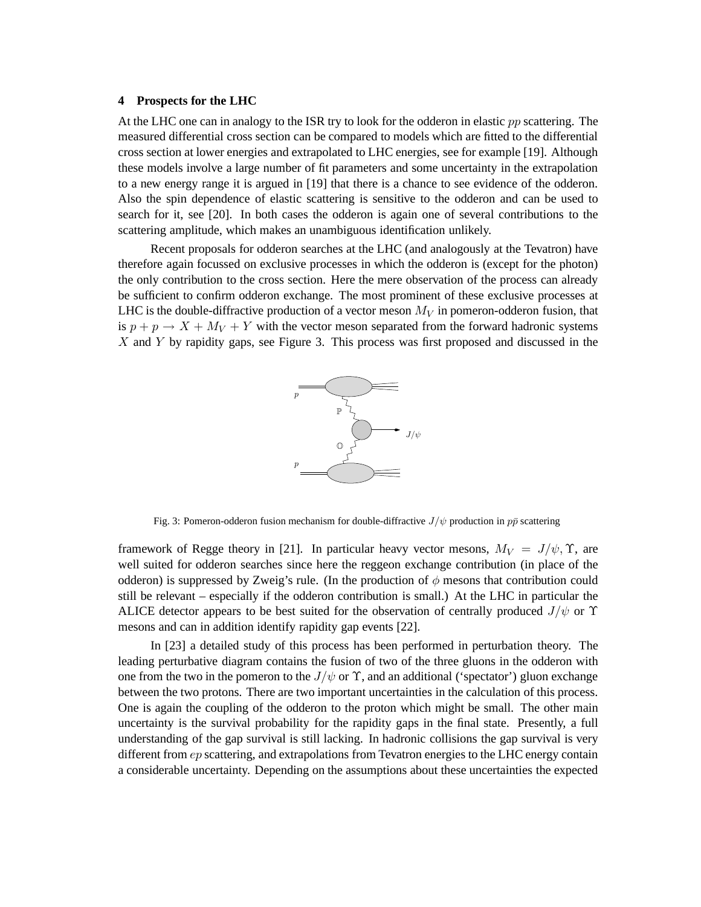## 4 Prospects for the LHC

At the LHC one can in analogy to the ISR try to look for the odderon in elastic $pp$ scattering. The measured differential cross section can be compared to models which are fitted to the differential cross section at lower energies and extrapolated to LHC energies, see for example [19]. Although these models involve a large number of fit parameters and some uncertainty in the extrapolation to a new energy range it is argued in [19] that there is a chance to see evidence of the odderon. Also the spin dependence of elastic scattering is sensitive to the odderon and can be used to search for it, see [20]. In both cases the odderon is again one of several contributions to the scattering amplitude, which makes an unambiguous identification unlikely.

Recent proposals for odderon searches at the LHC (and analogously at the Tevatron) have therefore again focussed on exclusive processes in which the odderon is (except for the photon) the only contribution to the cross section. Here the mere observation of the process can already be sufficient to confirm odderon exchange. The most prominent of these exclusive processes at LHC is the double-diffractive production of a vector meson $M_V$ in pomeron-odderon fusion, that is $p + p \to X + M_V + Y$ with the vector meson separated from the forward hadronic systems $X$ and $Y$ by rapidity gaps, see Figure 3. This process was first proposed and discussed in the framework of Regge theory in [21]. In particular heavy vector mesons, $M_V = J/\psi, \Upsilon$, are well suited for odderon searches since here the reggeon exchange contribution (in place of the odderon) is suppressed by Zweig's rule. (In the production of $\phi$ mesons that contribution could still be relevant – especially if the odderon contribution is small.) At the LHC in particular the ALICE detector appears to be best suited for the observation of centrally produced $J/\psi$ or $\Upsilon$ mesons and can in addition identify rapidity gap events [22].

Fig. 3: Pomeron-odderon fusion mechanism for double-diffractive $J/\psi$ production in $p\bar{p}$ scattering

In [23] a detailed study of this process has been performed in perturbation theory. The leading perturbative diagram contains the fusion of two of the three gluons in the odderon with one from the two in the pomeron to the $J/\psi$ or $\Upsilon$, and an additional ('spectator') gluon exchange between the two protons. There are two important uncertainties in the calculation of this process. One is again the coupling of the odderon to the proton which might be small. The other main uncertainty is the survival probability for the rapidity gaps in the final state. Presently, a full understanding of the gap survival is still lacking. In hadronic collisions the gap survival is very different from $ep$ scattering, and extrapolations from Tevatron energies to the LHC energy contain a considerable uncertainty. Depending on the assumptions about these uncertainties the expected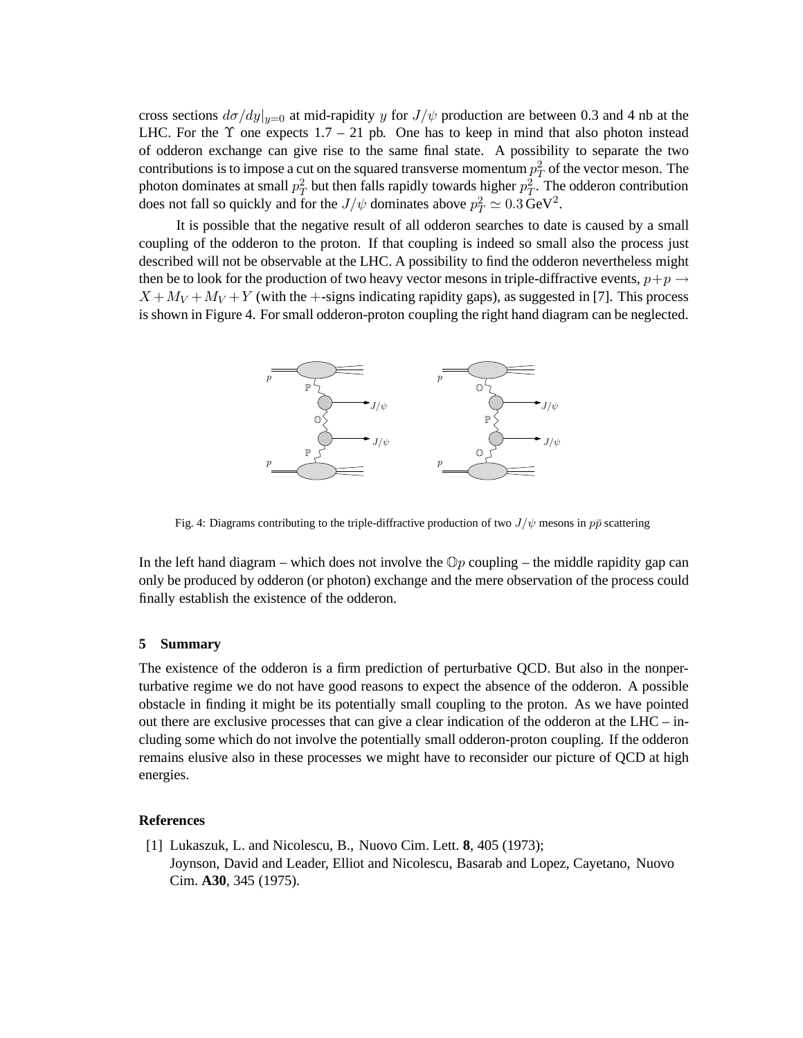cross sections $d\sigma/dy|_{y=0}$ at mid-rapidity $y$ for $J/\psi$ production are between 0.3 and 4 nb at the LHC. For the $\Upsilon$ one expects 1.7 – 21 pb. One has to keep in mind that also photon instead of odderon exchange can give rise to the same final state. A possibility to separate the two contributions is to impose a cut on the squared transverse momentum $p_T^2$ of the vector meson. The photon dominates at small $p_T^2$ but then falls rapidly towards higher $p_T^2$. The odderon contribution does not fall so quickly and for the $J/\psi$ dominates above $p_T^2 \simeq 0.3\,\mathrm{GeV}^2$.

It is possible that the negative result of all odderon searches to date is caused by a small coupling of the odderon to the proton. If that coupling is indeed so small also the process just described will not be observable at the LHC. A possibility to find the odderon nevertheless might then be to look for the production of two heavy vector mesons in triple-diffractive events, $p+p \rightarrow X + M_V + M_V + Y$ (with the $+$-signs indicating rapidity gaps), as suggested in [7]. This process is shown in Figure 4. For small odderon-proton coupling the right hand diagram can be neglected.

Fig. 4: Diagrams contributing to the triple-diffractive production of two $J/\psi$ mesons in $p\bar{p}$ scattering

In the left hand diagram – which does not involve the $\mathbb{O}p$ coupling – the middle rapidity gap can only be produced by odderon (or photon) exchange and the mere observation of the process could finally establish the existence of the odderon.

## 5 Summary

The existence of the odderon is a firm prediction of perturbative QCD. But also in the nonperturbative regime we do not have good reasons to expect the absence of the odderon. A possible obstacle in finding it might be its potentially small coupling to the proton. As we have pointed out there are exclusive processes that can give a clear indication of the odderon at the LHC – including some which do not involve the potentially small odderon-proton coupling. If the odderon remains elusive also in these processes we might have to reconsider our picture of QCD at high energies.

## References

[1] Lukaszuk, L. and Nicolescu, B., Nuovo Cim. Lett. **8**, 405 (1973);
Joynson, David and Leader, Elliot and Nicolescu, Basarab and Lopez, Cayetano, Nuovo Cim. **A30**, 345 (1975).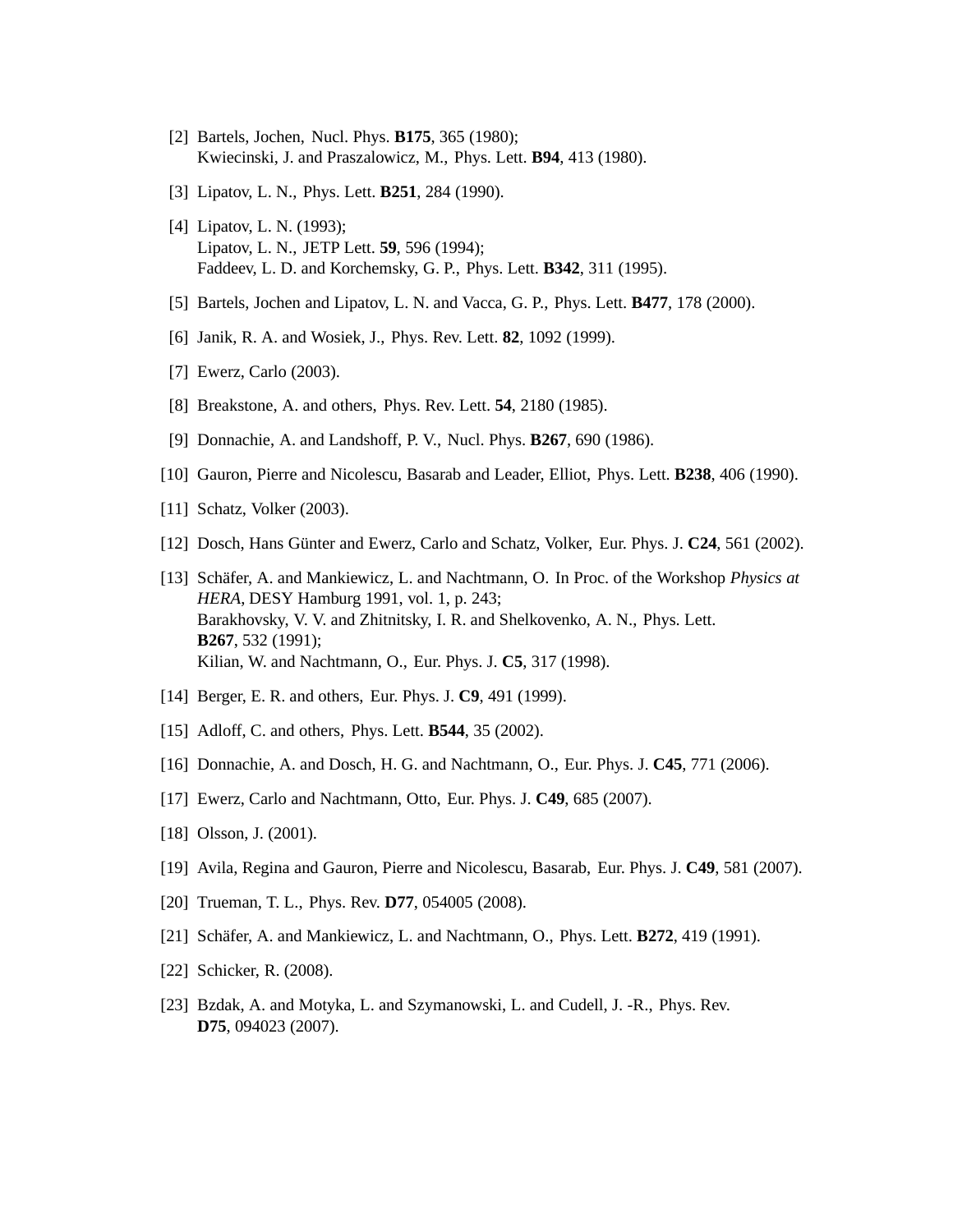[2] Bartels, Jochen, Nucl. Phys. **B175**, 365 (1980);
Kwiecinski, J. and Praszalowicz, M., Phys. Lett. **B94**, 413 (1980).

[3] Lipatov, L. N., Phys. Lett. **B251**, 284 (1990).

[4] Lipatov, L. N. (1993);
Lipatov, L. N., JETP Lett. **59**, 596 (1994);
Faddeev, L. D. and Korchemsky, G. P., Phys. Lett. **B342**, 311 (1995).

[5] Bartels, Jochen and Lipatov, L. N. and Vacca, G. P., Phys. Lett. **B477**, 178 (2000).

[6] Janik, R. A. and Wosiek, J., Phys. Rev. Lett. **82**, 1092 (1999).

[7] Ewerz, Carlo (2003).

[8] Breakstone, A. and others, Phys. Rev. Lett. **54**, 2180 (1985).

[9] Donnachie, A. and Landshoff, P. V., Nucl. Phys. **B267**, 690 (1986).

[10] Gauron, Pierre and Nicolescu, Basarab and Leader, Elliot, Phys. Lett. **B238**, 406 (1990).

[11] Schatz, Volker (2003).

[12] Dosch, Hans Günter and Ewerz, Carlo and Schatz, Volker, Eur. Phys. J. **C24**, 561 (2002).

[13] Schäfer, A. and Mankiewicz, L. and Nachtmann, O. In Proc. of the Workshop *Physics at HERA*, DESY Hamburg 1991, vol. 1, p. 243;
Barakhovsky, V. V. and Zhitnitsky, I. R. and Shelkovenko, A. N., Phys. Lett. **B267**, 532 (1991);
Kilian, W. and Nachtmann, O., Eur. Phys. J. **C5**, 317 (1998).

[14] Berger, E. R. and others, Eur. Phys. J. **C9**, 491 (1999).

[15] Adloff, C. and others, Phys. Lett. **B544**, 35 (2002).

[16] Donnachie, A. and Dosch, H. G. and Nachtmann, O., Eur. Phys. J. **C45**, 771 (2006).

[17] Ewerz, Carlo and Nachtmann, Otto, Eur. Phys. J. **C49**, 685 (2007).

[18] Olsson, J. (2001).

[19] Avila, Regina and Gauron, Pierre and Nicolescu, Basarab, Eur. Phys. J. **C49**, 581 (2007).

[20] Trueman, T. L., Phys. Rev. **D77**, 054005 (2008).

[21] Schäfer, A. and Mankiewicz, L. and Nachtmann, O., Phys. Lett. **B272**, 419 (1991).

[22] Schicker, R. (2008).

[23] Bzdak, A. and Motyka, L. and Szymanowski, L. and Cudell, J. -R., Phys. Rev. **D75**, 094023 (2007).